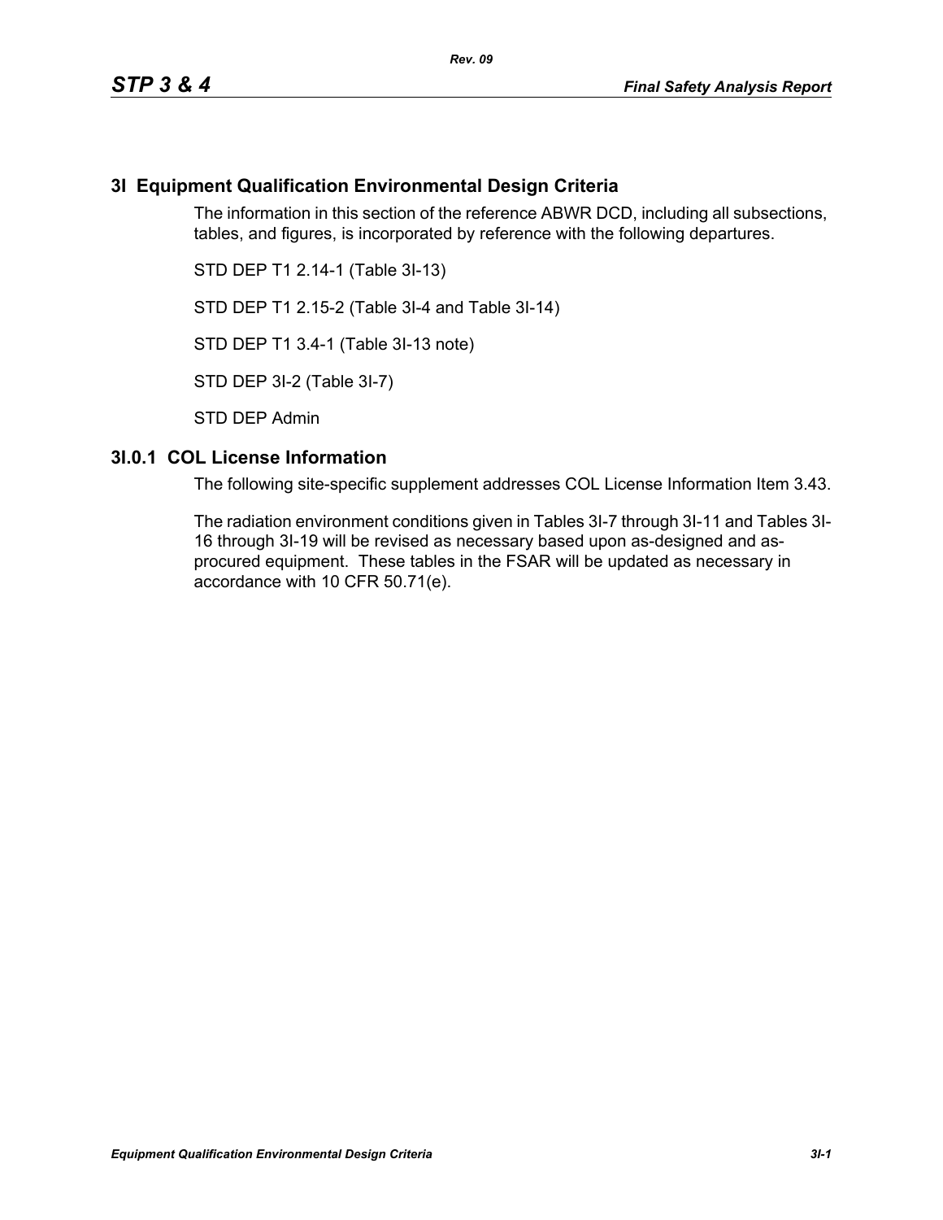# 3I Equipment Qualification Environmental Design Criteria

The information in this section of the reference ABWR DCD, including all subsections, tables, and figures, is incorporated by reference with the following departures.

STD DEP T1 2.14-1 (Table 3I-13)

STD DEP T1 2.15-2 (Table 3I-4 and Table 3I-14)

STD DEP T1 3.4-1 (Table 3I-13 note)

STD DEP 3I-2 (Table 3I-7)

STD DEP Admin

## 3I.0.1 COL License Information

The following site-specific supplement addresses COL License Information Item 3.43.

The radiation environment conditions given in Tables 3I-7 through 3I-11 and Tables 3I-16 through 3I-19 will be revised as necessary based upon as-designed and as-procured equipment. These tables in the FSAR will be updated as necessary in accordance with 10 CFR 50.71(e).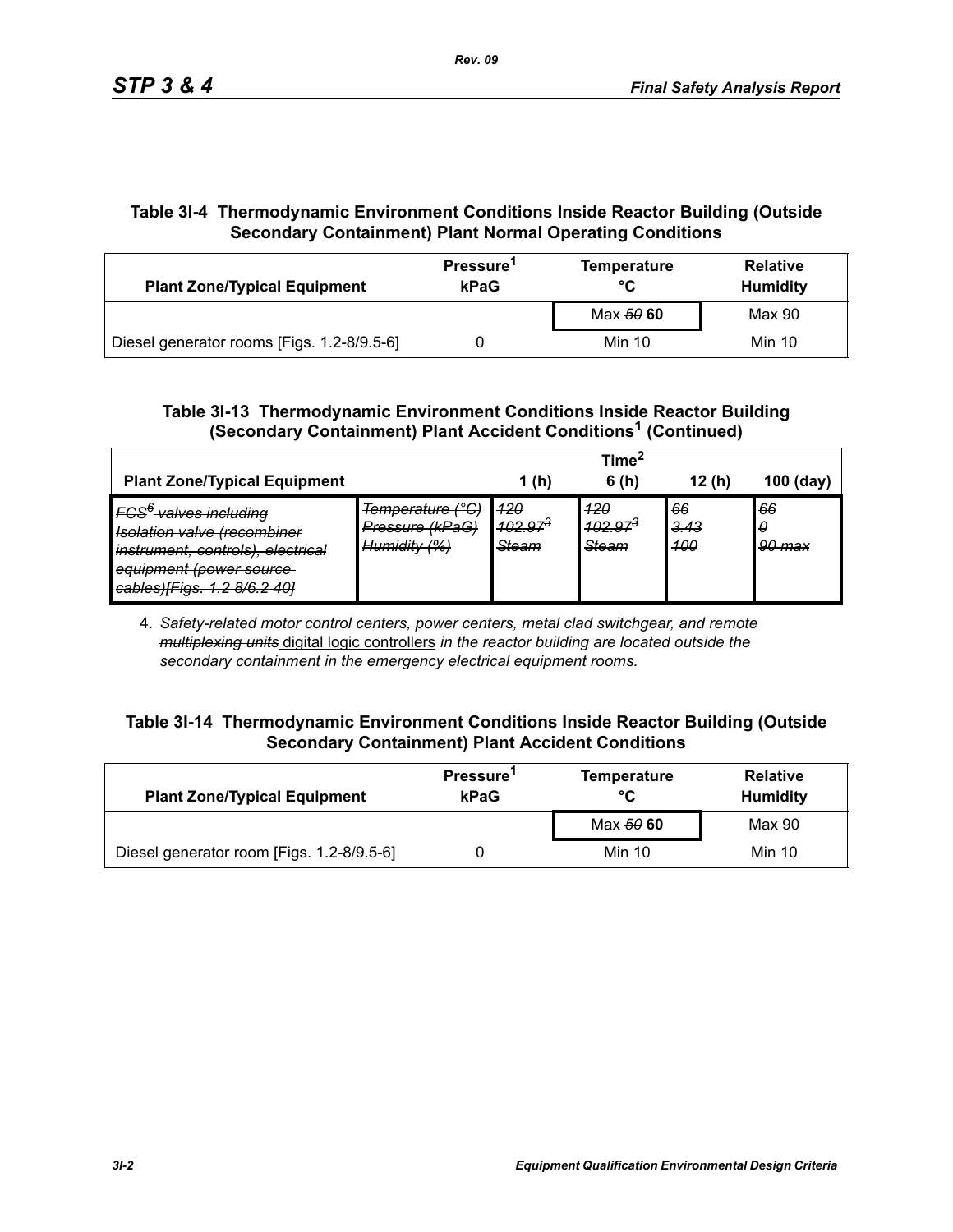### Table 3I-4 Thermodynamic Environment Conditions Inside Reactor Building (Outside Secondary Containment) Plant Normal Operating Conditions

| Plant Zone/Typical Equipment | Pressure[1] kPaG | Temperature °C | Relative Humidity |
|---|---|---|---|
| | | Max ~~50~~ **60** | Max 90 |
| Diesel generator rooms [Figs. 1.2-8/9.5-6] | 0 | Min 10 | Min 10 |

### Table 3I-13 Thermodynamic Environment Conditions Inside Reactor Building (Secondary Containment) Plant Accident Conditions[1] (Continued)

| Plant Zone/Typical Equipment | | Time[2] 1 (h) | 6 (h) | 12 (h) | 100 (day) |
|---|---|---|---|---|---|
| ~~*FCS[6] valves including Isolation valve (recombiner instrument, controls), electrical equipment (power source cables)[Figs. 1.2 8/6.2 40]*~~ | ~~*Temperature (°C)*~~ ~~*Pressure (kPaG)*~~ ~~*Humidity (%)*~~ | ~~*120*~~ ~~*102.97[3]*~~ ~~*Steam*~~ | ~~*120*~~ ~~*102.97[3]*~~ ~~*Steam*~~ | ~~*66*~~ ~~*3.43*~~ ~~*100*~~ | ~~*66*~~ ~~*0*~~ ~~*90 max*~~ |

4. *Safety-related motor control centers, power centers, metal clad switchgear, and remote* ~~*multiplexing units*~~ <u>digital logic controllers</u> *in the reactor building are located outside the secondary containment in the emergency electrical equipment rooms.*

### Table 3I-14 Thermodynamic Environment Conditions Inside Reactor Building (Outside Secondary Containment) Plant Accident Conditions

| Plant Zone/Typical Equipment | Pressure[1] kPaG | Temperature °C | Relative Humidity |
|---|---|---|---|
| | | Max ~~50~~ **60** | Max 90 |
| Diesel generator room [Figs. 1.2-8/9.5-6] | 0 | Min 10 | Min 10 |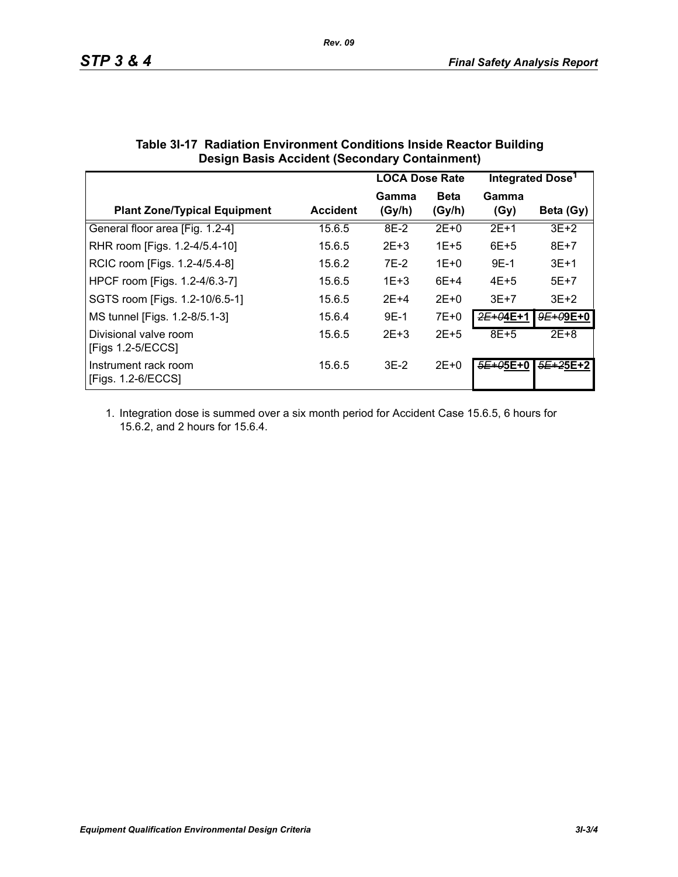**Table 3I-17 Radiation Environment Conditions Inside Reactor Building Design Basis Accident (Secondary Containment)**

| | | LOCA Dose Rate | | Integrated Dose[1] | |
|---|---|---|---|---|---|
| Plant Zone/Typical Equipment | Accident | Gamma (Gy/h) | Beta (Gy/h) | Gamma (Gy) | Beta (Gy) |
| General floor area [Fig. 1.2-4] | 15.6.5 | 8E-2 | 2E+0 | 2E+1 | 3E+2 |
| RHR room [Figs. 1.2-4/5.4-10] | 15.6.5 | 2E+3 | 1E+5 | 6E+5 | 8E+7 |
| RCIC room [Figs. 1.2-4/5.4-8] | 15.6.2 | 7E-2 | 1E+0 | 9E-1 | 3E+1 |
| HPCF room [Figs. 1.2-4/6.3-7] | 15.6.5 | 1E+3 | 6E+4 | 4E+5 | 5E+7 |
| SGTS room [Figs. 1.2-10/6.5-1] | 15.6.5 | 2E+4 | 2E+0 | 3E+7 | 3E+2 |
| MS tunnel [Figs. 1.2-8/5.1-3] | 15.6.4 | 9E-1 | 7E+0 | ~~2E+0~~ **4E+1** | ~~9E+0~~ **9E+0** |
| Divisional valve room [Figs 1.2-5/ECCS] | 15.6.5 | 2E+3 | 2E+5 | 8E+5 | 2E+8 |
| Instrument rack room [Figs. 1.2-6/ECCS] | 15.6.5 | 3E-2 | 2E+0 | ~~5E+0~~ **5E+0** | ~~5E+2~~ **5E+2** |

1. Integration dose is summed over a six month period for Accident Case 15.6.5, 6 hours for 15.6.2, and 2 hours for 15.6.4.